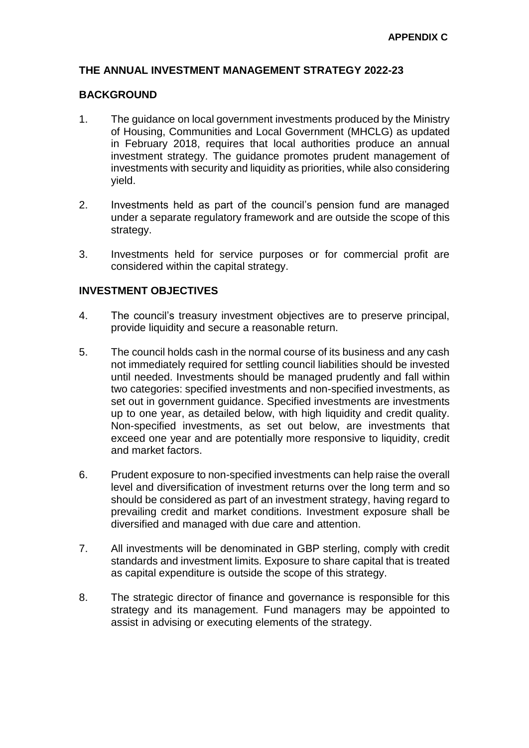**APPENDIX C**

## THE ANNUAL INVESTMENT MANAGEMENT STRATEGY 2022-23

### BACKGROUND

1. The guidance on local government investments produced by the Ministry of Housing, Communities and Local Government (MHCLG) as updated in February 2018, requires that local authorities produce an annual investment strategy. The guidance promotes prudent management of investments with security and liquidity as priorities, while also considering yield.

2. Investments held as part of the council's pension fund are managed under a separate regulatory framework and are outside the scope of this strategy.

3. Investments held for service purposes or for commercial profit are considered within the capital strategy.

### INVESTMENT OBJECTIVES

4. The council's treasury investment objectives are to preserve principal, provide liquidity and secure a reasonable return.

5. The council holds cash in the normal course of its business and any cash not immediately required for settling council liabilities should be invested until needed. Investments should be managed prudently and fall within two categories: specified investments and non-specified investments, as set out in government guidance. Specified investments are investments up to one year, as detailed below, with high liquidity and credit quality. Non-specified investments, as set out below, are investments that exceed one year and are potentially more responsive to liquidity, credit and market factors.

6. Prudent exposure to non-specified investments can help raise the overall level and diversification of investment returns over the long term and so should be considered as part of an investment strategy, having regard to prevailing credit and market conditions. Investment exposure shall be diversified and managed with due care and attention.

7. All investments will be denominated in GBP sterling, comply with credit standards and investment limits. Exposure to share capital that is treated as capital expenditure is outside the scope of this strategy.

8. The strategic director of finance and governance is responsible for this strategy and its management. Fund managers may be appointed to assist in advising or executing elements of the strategy.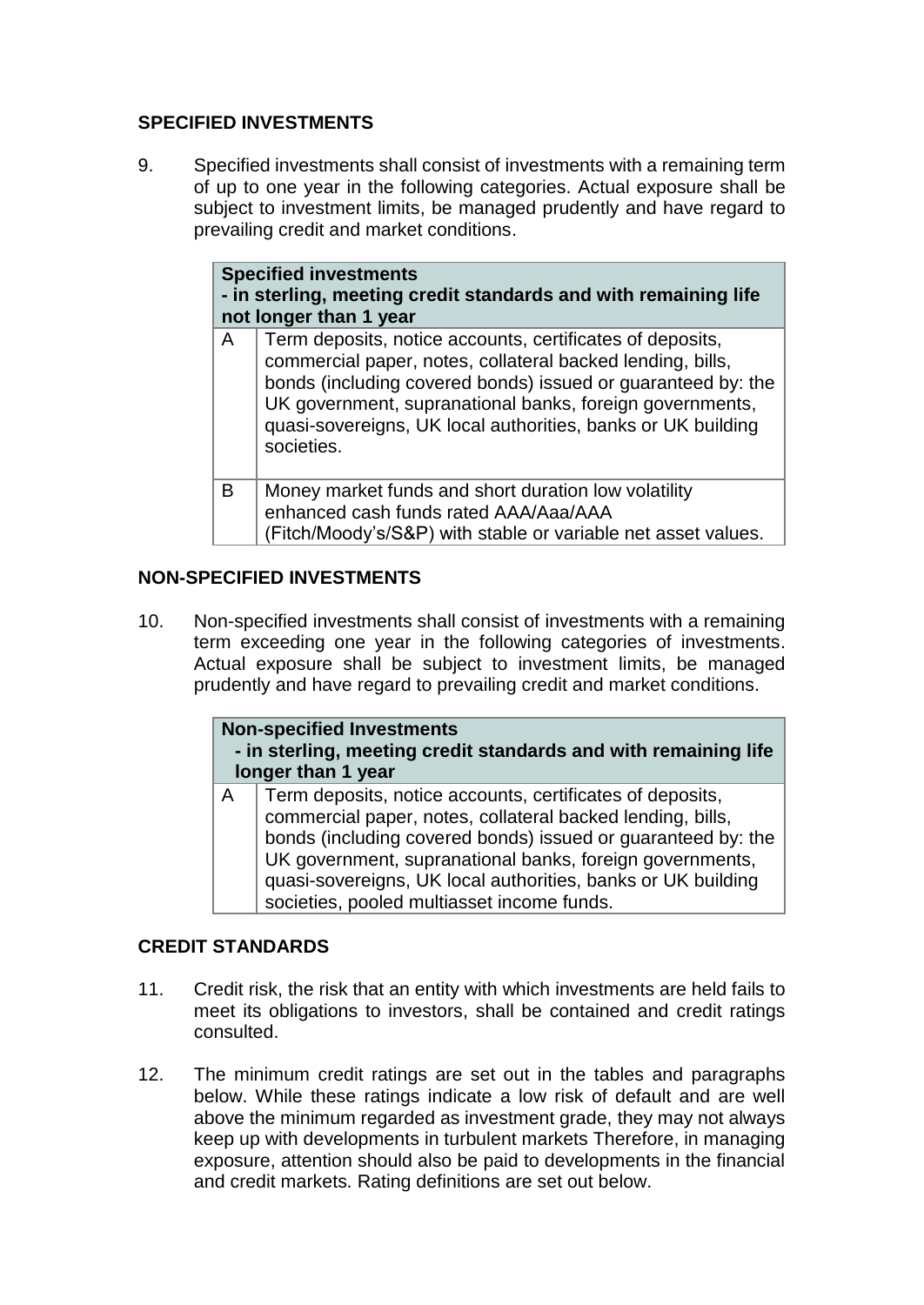## SPECIFIED INVESTMENTS

9. Specified investments shall consist of investments with a remaining term of up to one year in the following categories. Actual exposure shall be subject to investment limits, be managed prudently and have regard to prevailing credit and market conditions.

| **Specified investments - in sterling, meeting credit standards and with remaining life not longer than 1 year** | |
|---|---|
| A | Term deposits, notice accounts, certificates of deposits, commercial paper, notes, collateral backed lending, bills, bonds (including covered bonds) issued or guaranteed by: the UK government, supranational banks, foreign governments, quasi-sovereigns, UK local authorities, banks or UK building societies. |
| B | Money market funds and short duration low volatility enhanced cash funds rated AAA/Aaa/AAA (Fitch/Moody's/S&P) with stable or variable net asset values. |

## NON-SPECIFIED INVESTMENTS

10. Non-specified investments shall consist of investments with a remaining term exceeding one year in the following categories of investments. Actual exposure shall be subject to investment limits, be managed prudently and have regard to prevailing credit and market conditions.

| **Non-specified Investments - in sterling, meeting credit standards and with remaining life longer than 1 year** | |
|---|---|
| A | Term deposits, notice accounts, certificates of deposits, commercial paper, notes, collateral backed lending, bills, bonds (including covered bonds) issued or guaranteed by: the UK government, supranational banks, foreign governments, quasi-sovereigns, UK local authorities, banks or UK building societies, pooled multiasset income funds. |

## CREDIT STANDARDS

11. Credit risk, the risk that an entity with which investments are held fails to meet its obligations to investors, shall be contained and credit ratings consulted.

12. The minimum credit ratings are set out in the tables and paragraphs below. While these ratings indicate a low risk of default and are well above the minimum regarded as investment grade, they may not always keep up with developments in turbulent markets Therefore, in managing exposure, attention should also be paid to developments in the financial and credit markets. Rating definitions are set out below.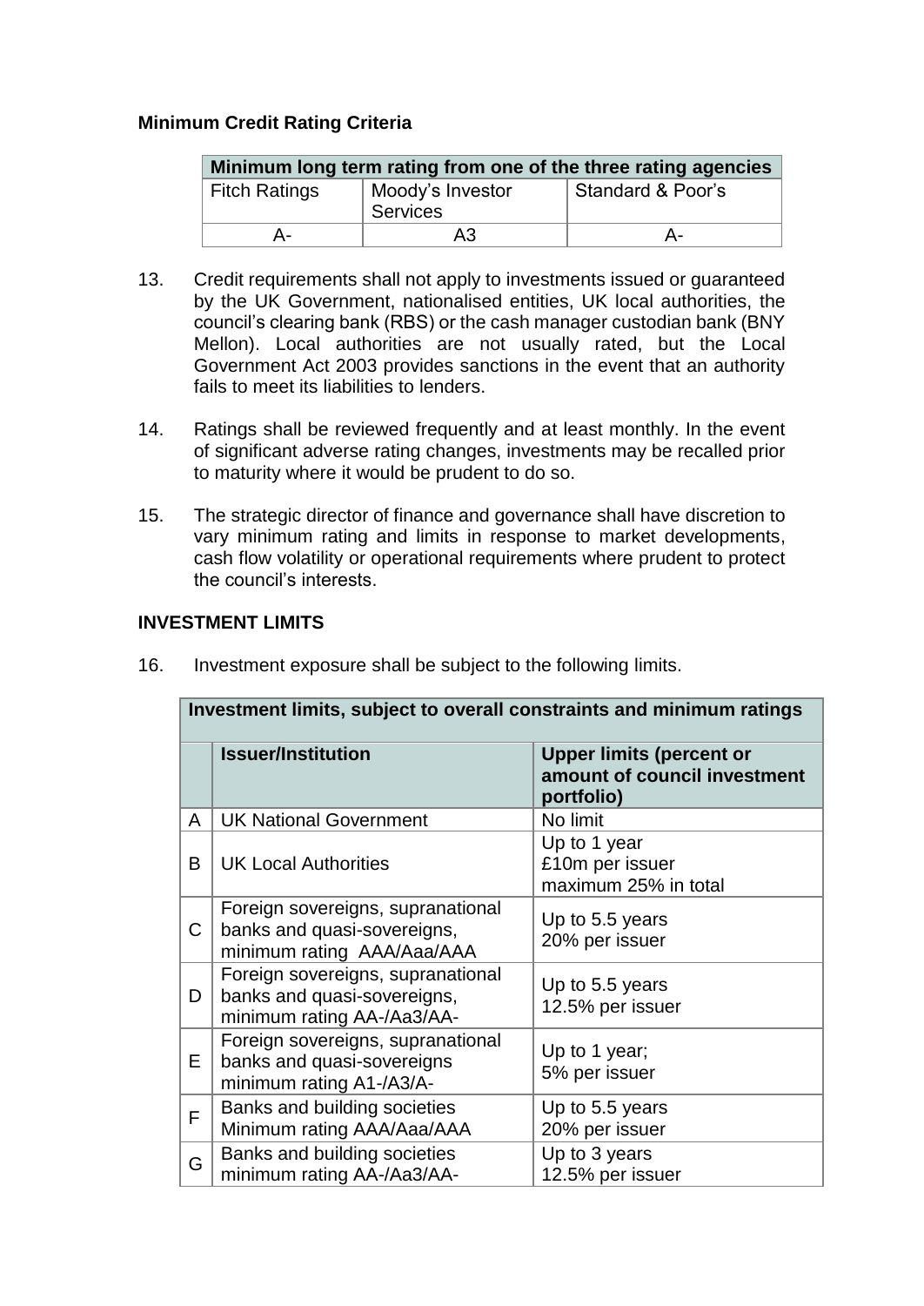**Minimum Credit Rating Criteria**

| Minimum long term rating from one of the three rating agencies | | |
|---|---|---|
| Fitch Ratings | Moody's Investor Services | Standard & Poor's |
| A- | A3 | A- |

13. Credit requirements shall not apply to investments issued or guaranteed by the UK Government, nationalised entities, UK local authorities, the council's clearing bank (RBS) or the cash manager custodian bank (BNY Mellon). Local authorities are not usually rated, but the Local Government Act 2003 provides sanctions in the event that an authority fails to meet its liabilities to lenders.

14. Ratings shall be reviewed frequently and at least monthly. In the event of significant adverse rating changes, investments may be recalled prior to maturity where it would be prudent to do so.

15. The strategic director of finance and governance shall have discretion to vary minimum rating and limits in response to market developments, cash flow volatility or operational requirements where prudent to protect the council's interests.

**INVESTMENT LIMITS**

16. Investment exposure shall be subject to the following limits.

| Investment limits, subject to overall constraints and minimum ratings | | |
|---|---|---|
| | **Issuer/Institution** | **Upper limits (percent or amount of council investment portfolio)** |
| A | UK National Government | No limit |
| B | UK Local Authorities | Up to 1 year<br>£10m per issuer<br>maximum 25% in total |
| C | Foreign sovereigns, supranational banks and quasi-sovereigns, minimum rating AAA/Aaa/AAA | Up to 5.5 years<br>20% per issuer |
| D | Foreign sovereigns, supranational banks and quasi-sovereigns, minimum rating AA-/Aa3/AA- | Up to 5.5 years<br>12.5% per issuer |
| E | Foreign sovereigns, supranational banks and quasi-sovereigns minimum rating A1-/A3/A- | Up to 1 year;<br>5% per issuer |
| F | Banks and building societies Minimum rating AAA/Aaa/AAA | Up to 5.5 years<br>20% per issuer |
| G | Banks and building societies minimum rating AA-/Aa3/AA- | Up to 3 years<br>12.5% per issuer |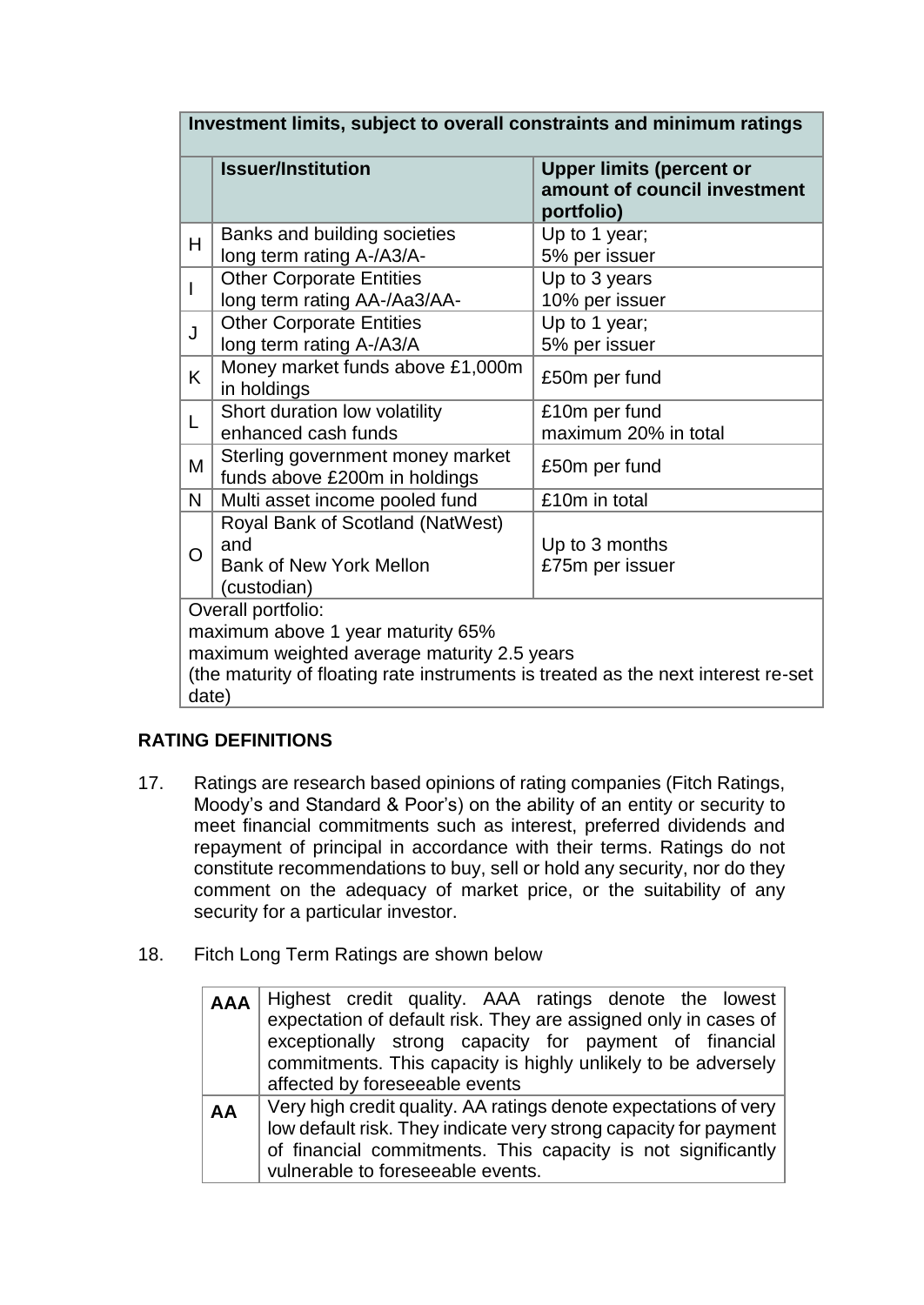| Investment limits, subject to overall constraints and minimum ratings | | |
|---|---|---|
| | **Issuer/Institution** | **Upper limits (percent or amount of council investment portfolio)** |
| H | Banks and building societies long term rating A-/A3/A- | Up to 1 year; 5% per issuer |
| I | Other Corporate Entities long term rating AA-/Aa3/AA- | Up to 3 years 10% per issuer |
| J | Other Corporate Entities long term rating A-/A3/A | Up to 1 year; 5% per issuer |
| K | Money market funds above £1,000m in holdings | £50m per fund |
| L | Short duration low volatility enhanced cash funds | £10m per fund maximum 20% in total |
| M | Sterling government money market funds above £200m in holdings | £50m per fund |
| N | Multi asset income pooled fund | £10m in total |
| O | Royal Bank of Scotland (NatWest) and Bank of New York Mellon (custodian) | Up to 3 months £75m per issuer |
| Overall portfolio: maximum above 1 year maturity 65% maximum weighted average maturity 2.5 years (the maturity of floating rate instruments is treated as the next interest re-set date) | | |

## RATING DEFINITIONS

17. Ratings are research based opinions of rating companies (Fitch Ratings, Moody's and Standard & Poor's) on the ability of an entity or security to meet financial commitments such as interest, preferred dividends and repayment of principal in accordance with their terms. Ratings do not constitute recommendations to buy, sell or hold any security, nor do they comment on the adequacy of market price, or the suitability of any security for a particular investor.

18. Fitch Long Term Ratings are shown below

| | |
|---|---|
| **AAA** | Highest credit quality. AAA ratings denote the lowest expectation of default risk. They are assigned only in cases of exceptionally strong capacity for payment of financial commitments. This capacity is highly unlikely to be adversely affected by foreseeable events |
| **AA** | Very high credit quality. AA ratings denote expectations of very low default risk. They indicate very strong capacity for payment of financial commitments. This capacity is not significantly vulnerable to foreseeable events. |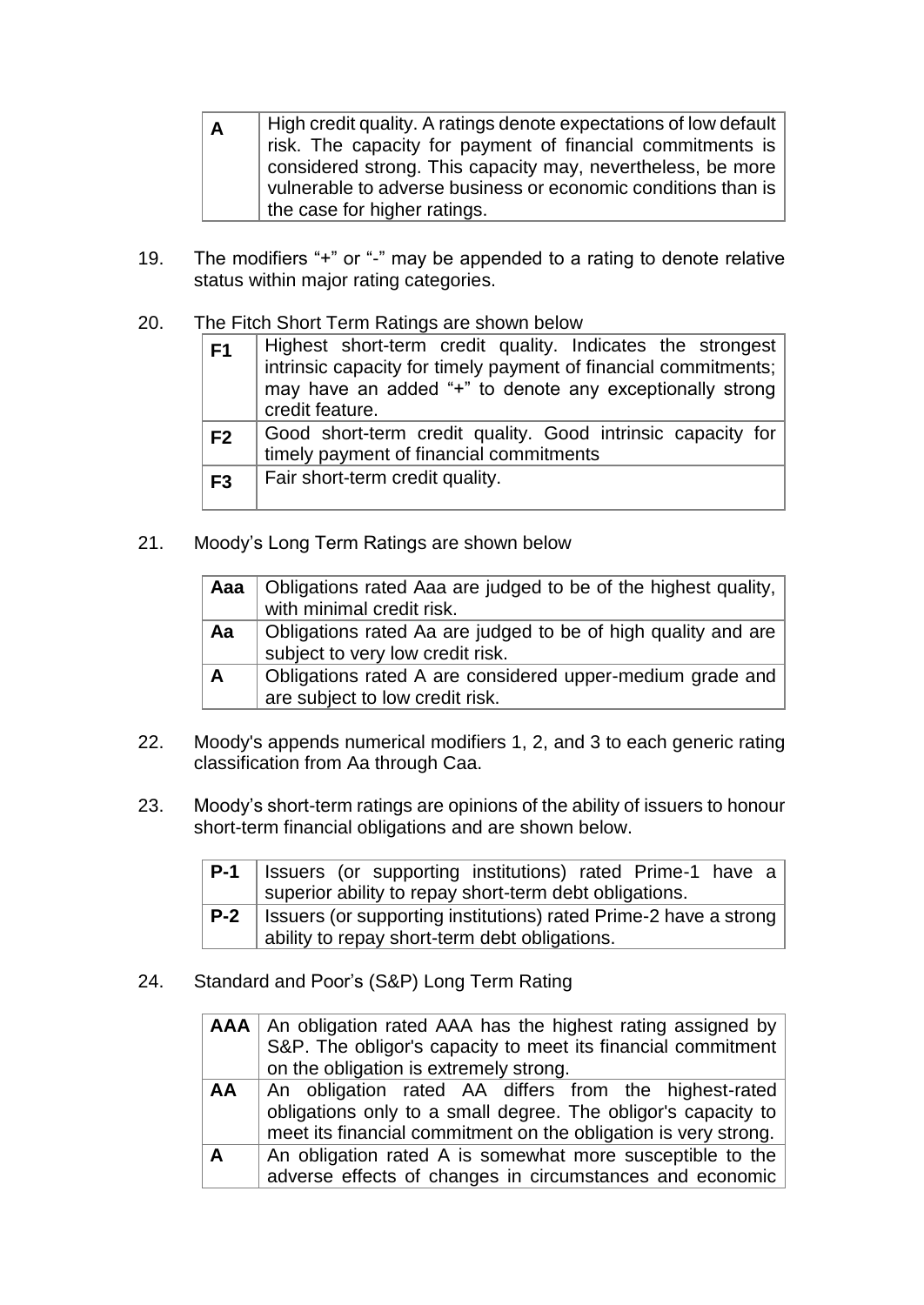| A | High credit quality. A ratings denote expectations of low default risk. The capacity for payment of financial commitments is considered strong. This capacity may, nevertheless, be more vulnerable to adverse business or economic conditions than is the case for higher ratings. |
|---|---|

19. The modifiers "+" or "-" may be appended to a rating to denote relative status within major rating categories.

20. The Fitch Short Term Ratings are shown below

| F1 | Highest short-term credit quality. Indicates the strongest intrinsic capacity for timely payment of financial commitments; may have an added "+" to denote any exceptionally strong credit feature. |
|---|---|
| F2 | Good short-term credit quality. Good intrinsic capacity for timely payment of financial commitments |
| F3 | Fair short-term credit quality. |

21. Moody's Long Term Ratings are shown below

| Aaa | Obligations rated Aaa are judged to be of the highest quality, with minimal credit risk. |
|---|---|
| Aa | Obligations rated Aa are judged to be of high quality and are subject to very low credit risk. |
| A | Obligations rated A are considered upper-medium grade and are subject to low credit risk. |

22. Moody's appends numerical modifiers 1, 2, and 3 to each generic rating classification from Aa through Caa.

23. Moody's short-term ratings are opinions of the ability of issuers to honour short-term financial obligations and are shown below.

| P-1 | Issuers (or supporting institutions) rated Prime-1 have a superior ability to repay short-term debt obligations. |
|---|---|
| P-2 | Issuers (or supporting institutions) rated Prime-2 have a strong ability to repay short-term debt obligations. |

24. Standard and Poor's (S&P) Long Term Rating

| AAA | An obligation rated AAA has the highest rating assigned by S&P. The obligor's capacity to meet its financial commitment on the obligation is extremely strong. |
|---|---|
| AA | An obligation rated AA differs from the highest-rated obligations only to a small degree. The obligor's capacity to meet its financial commitment on the obligation is very strong. |
| A | An obligation rated A is somewhat more susceptible to the adverse effects of changes in circumstances and economic |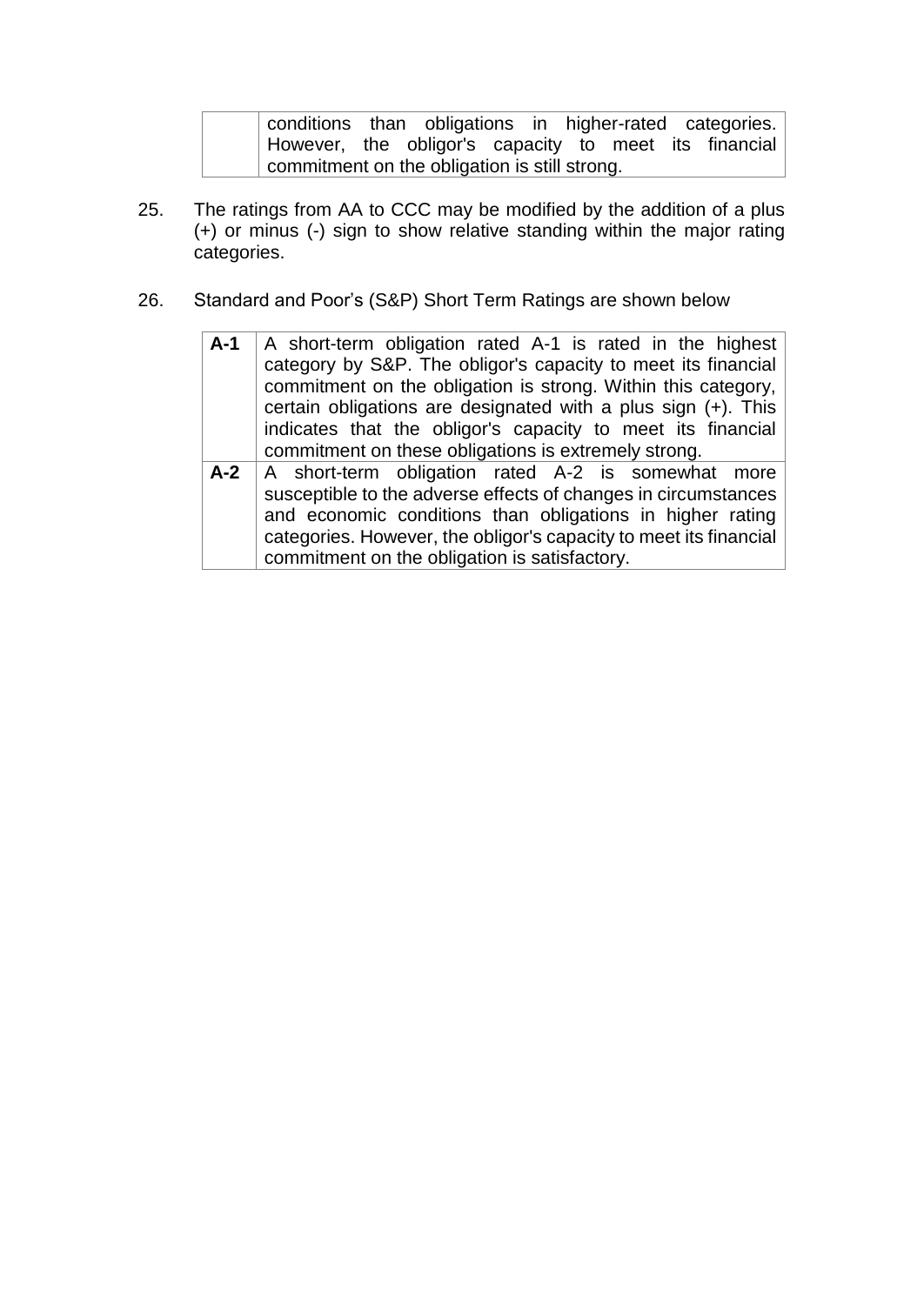| | |
|---|---|
| | conditions than obligations in higher-rated categories. However, the obligor's capacity to meet its financial commitment on the obligation is still strong. |

25. The ratings from AA to CCC may be modified by the addition of a plus (+) or minus (-) sign to show relative standing within the major rating categories.

26. Standard and Poor's (S&P) Short Term Ratings are shown below

| | |
|---|---|
| **A-1** | A short-term obligation rated A-1 is rated in the highest category by S&P. The obligor's capacity to meet its financial commitment on the obligation is strong. Within this category, certain obligations are designated with a plus sign (+). This indicates that the obligor's capacity to meet its financial commitment on these obligations is extremely strong. |
| **A-2** | A short-term obligation rated A-2 is somewhat more susceptible to the adverse effects of changes in circumstances and economic conditions than obligations in higher rating categories. However, the obligor's capacity to meet its financial commitment on the obligation is satisfactory. |